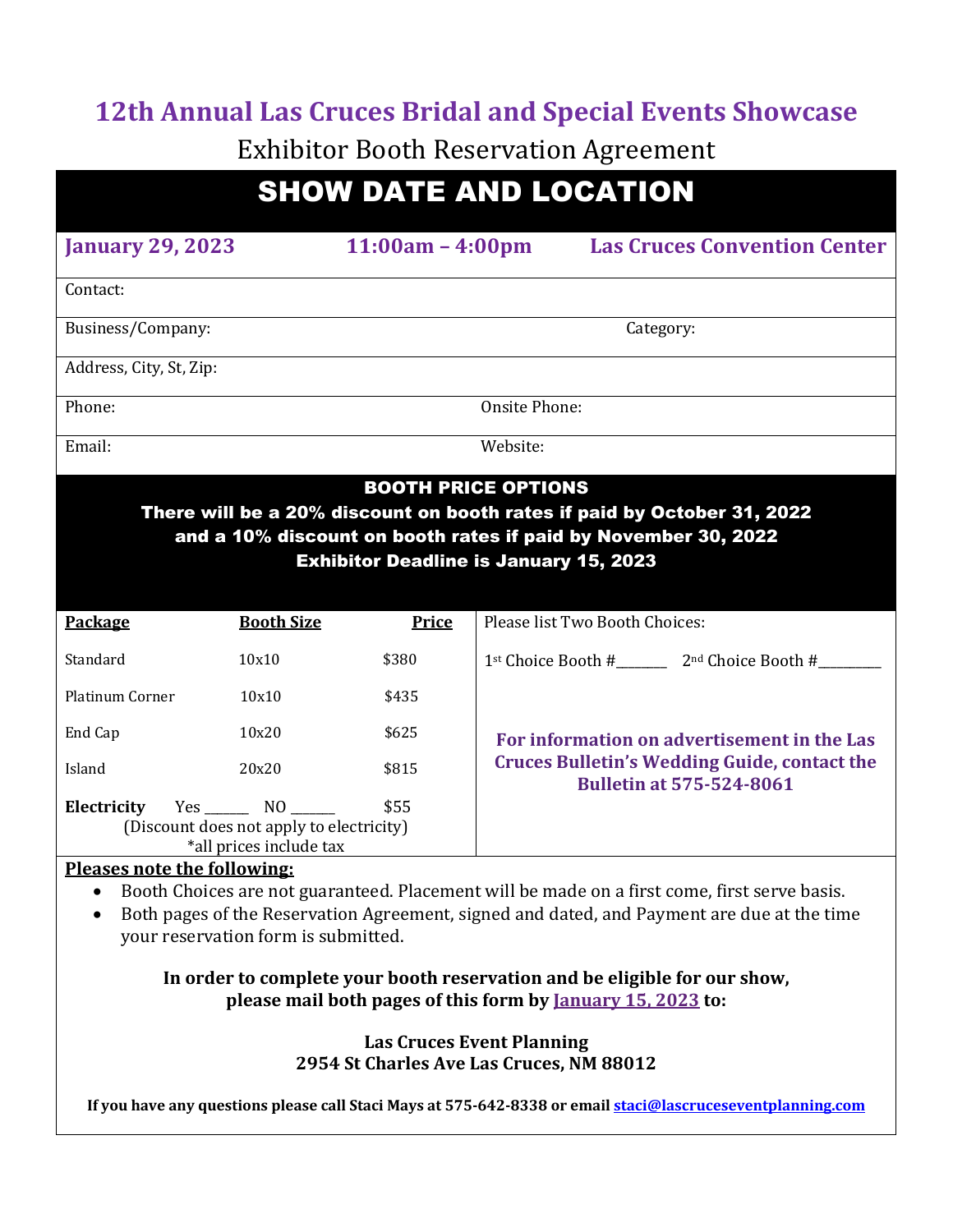# 12th Annual Las Cruces Bridal and Special Events Showcase

## Exhibitor Booth Reservation Agreement

## SHOW DATE AND LOCATION

**January 29, 2023** | **11:00am – 4:00pm** | **Las Cruces Convention Center**

Contact:

Business/Company: Category:

Address, City, St, Zip:

Phone: Onsite Phone:

Email: Website:

## BOOTH PRICE OPTIONS

**There will be a 20% discount on booth rates if paid by October 31, 2022**
**and a 10% discount on booth rates if paid by November 30, 2022**
**Exhibitor Deadline is January 15, 2023**

| Package | Booth Size | Price |
|---|---|---|
| Standard | 10x10 | $380 |
| Platinum Corner | 10x10 | $435 |
| End Cap | 10x20 | $625 |
| Island | 20x20 | $815 |
| **Electricity** Yes ______ NO ______ | | $55 |

(Discount does not apply to electricity)
*all prices include tax

Please list Two Booth Choices:

1st Choice Booth #_______ 2nd Choice Booth #_________

**For information on advertisement in the Las Cruces Bulletin's Wedding Guide, contact the Bulletin at 575-524-8061**

**Pleases note the following:**

- Booth Choices are not guaranteed. Placement will be made on a first come, first serve basis.
- Both pages of the Reservation Agreement, signed and dated, and Payment are due at the time your reservation form is submitted.

**In order to complete your booth reservation and be eligible for our show, please mail both pages of this form by January 15, 2023 to:**

**Las Cruces Event Planning**
**2954 St Charles Ave Las Cruces, NM 88012**

**If you have any questions please call Staci Mays at 575-642-8338 or email staci@lascruceseventplanning.com**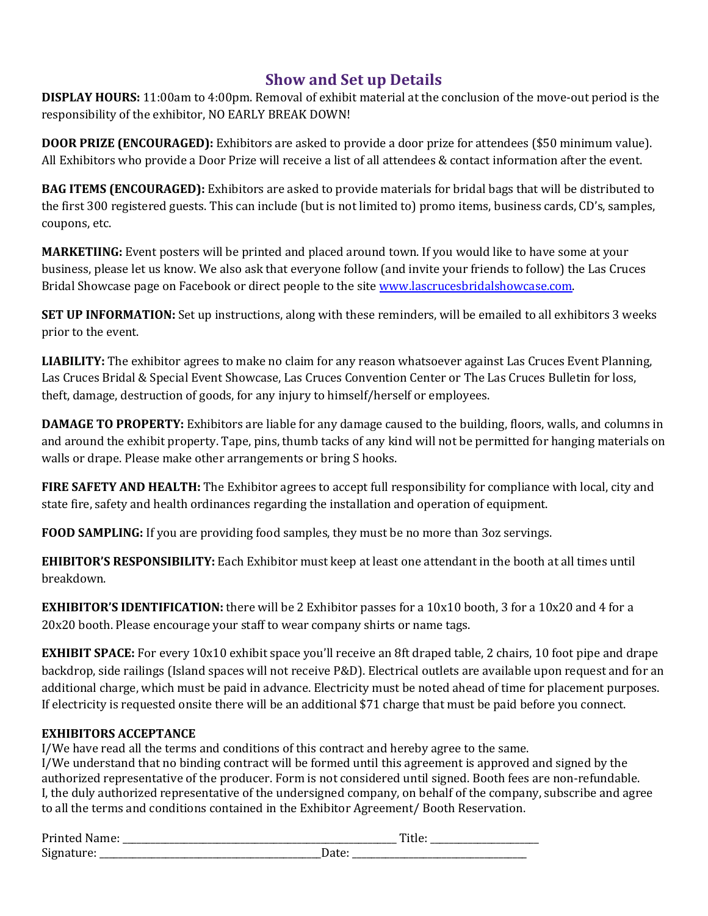## Show and Set up Details

**DISPLAY HOURS:** 11:00am to 4:00pm. Removal of exhibit material at the conclusion of the move-out period is the responsibility of the exhibitor, NO EARLY BREAK DOWN!

**DOOR PRIZE (ENCOURAGED):** Exhibitors are asked to provide a door prize for attendees ($50 minimum value). All Exhibitors who provide a Door Prize will receive a list of all attendees & contact information after the event.

**BAG ITEMS (ENCOURAGED):** Exhibitors are asked to provide materials for bridal bags that will be distributed to the first 300 registered guests. This can include (but is not limited to) promo items, business cards, CD's, samples, coupons, etc.

**MARKETIING:** Event posters will be printed and placed around town. If you would like to have some at your business, please let us know. We also ask that everyone follow (and invite your friends to follow) the Las Cruces Bridal Showcase page on Facebook or direct people to the site [www.lascrucesbridalshowcase.com](http://www.lascrucesbridalshowcase.com).

**SET UP INFORMATION:** Set up instructions, along with these reminders, will be emailed to all exhibitors 3 weeks prior to the event.

**LIABILITY:** The exhibitor agrees to make no claim for any reason whatsoever against Las Cruces Event Planning, Las Cruces Bridal & Special Event Showcase, Las Cruces Convention Center or The Las Cruces Bulletin for loss, theft, damage, destruction of goods, for any injury to himself/herself or employees.

**DAMAGE TO PROPERTY:** Exhibitors are liable for any damage caused to the building, floors, walls, and columns in and around the exhibit property. Tape, pins, thumb tacks of any kind will not be permitted for hanging materials on walls or drape. Please make other arrangements or bring S hooks.

**FIRE SAFETY AND HEALTH:** The Exhibitor agrees to accept full responsibility for compliance with local, city and state fire, safety and health ordinances regarding the installation and operation of equipment.

**FOOD SAMPLING:** If you are providing food samples, they must be no more than 3oz servings.

**EHIBITOR'S RESPONSIBILITY:** Each Exhibitor must keep at least one attendant in the booth at all times until breakdown.

**EXHIBITOR'S IDENTIFICATION:** there will be 2 Exhibitor passes for a 10x10 booth, 3 for a 10x20 and 4 for a 20x20 booth. Please encourage your staff to wear company shirts or name tags.

**EXHIBIT SPACE:** For every 10x10 exhibit space you'll receive an 8ft draped table, 2 chairs, 10 foot pipe and drape backdrop, side railings (Island spaces will not receive P&D). Electrical outlets are available upon request and for an additional charge, which must be paid in advance. Electricity must be noted ahead of time for placement purposes. If electricity is requested onsite there will be an additional $71 charge that must be paid before you connect.

**EXHIBITORS ACCEPTANCE**

I/We have read all the terms and conditions of this contract and hereby agree to the same.
I/We understand that no binding contract will be formed until this agreement is approved and signed by the authorized representative of the producer. Form is not considered until signed. Booth fees are non-refundable.
I, the duly authorized representative of the undersigned company, on behalf of the company, subscribe and agree to all the terms and conditions contained in the Exhibitor Agreement/ Booth Reservation.

Printed Name: ______________________________________________ Title: ____________________
Signature: ______________________________________ Date: ______________________________